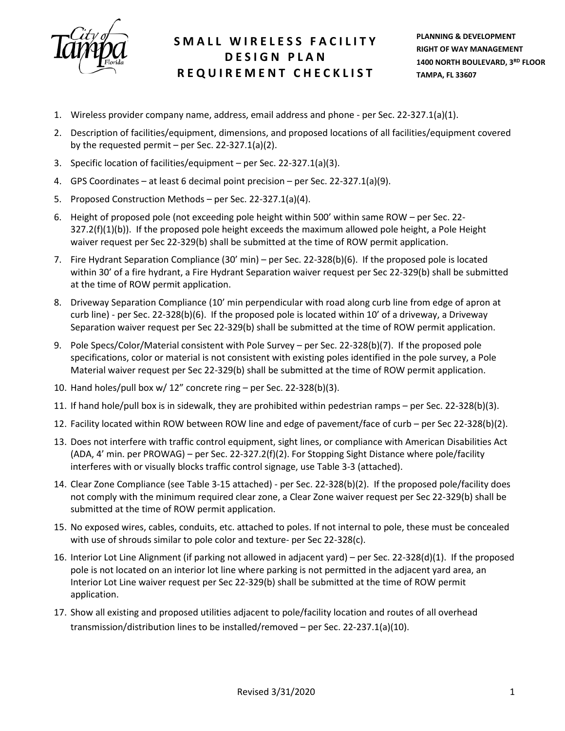# SMALL WIRELESS FACILITY DESIGN PLAN REQUIREMENT CHECKLIST

**PLANNING & DEVELOPMENT**
**RIGHT OF WAY MANAGEMENT**
**1400 NORTH BOULEVARD, 3RD FLOOR**
**TAMPA, FL 33607**

1. Wireless provider company name, address, email address and phone - per Sec. 22-327.1(a)(1).
2. Description of facilities/equipment, dimensions, and proposed locations of all facilities/equipment covered by the requested permit – per Sec. 22-327.1(a)(2).
3. Specific location of facilities/equipment – per Sec. 22-327.1(a)(3).
4. GPS Coordinates – at least 6 decimal point precision – per Sec. 22-327.1(a)(9).
5. Proposed Construction Methods – per Sec. 22-327.1(a)(4).
6. Height of proposed pole (not exceeding pole height within 500' within same ROW – per Sec. 22-327.2(f)(1)(b)). If the proposed pole height exceeds the maximum allowed pole height, a Pole Height waiver request per Sec 22-329(b) shall be submitted at the time of ROW permit application.
7. Fire Hydrant Separation Compliance (30' min) – per Sec. 22-328(b)(6). If the proposed pole is located within 30' of a fire hydrant, a Fire Hydrant Separation waiver request per Sec 22-329(b) shall be submitted at the time of ROW permit application.
8. Driveway Separation Compliance (10' min perpendicular with road along curb line from edge of apron at curb line) - per Sec. 22-328(b)(6). If the proposed pole is located within 10' of a driveway, a Driveway Separation waiver request per Sec 22-329(b) shall be submitted at the time of ROW permit application.
9. Pole Specs/Color/Material consistent with Pole Survey – per Sec. 22-328(b)(7). If the proposed pole specifications, color or material is not consistent with existing poles identified in the pole survey, a Pole Material waiver request per Sec 22-329(b) shall be submitted at the time of ROW permit application.
10. Hand holes/pull box w/ 12" concrete ring – per Sec. 22-328(b)(3).
11. If hand hole/pull box is in sidewalk, they are prohibited within pedestrian ramps – per Sec. 22-328(b)(3).
12. Facility located within ROW between ROW line and edge of pavement/face of curb – per Sec 22-328(b)(2).
13. Does not interfere with traffic control equipment, sight lines, or compliance with American Disabilities Act (ADA, 4' min. per PROWAG) – per Sec. 22-327.2(f)(2). For Stopping Sight Distance where pole/facility interferes with or visually blocks traffic control signage, use Table 3-3 (attached).
14. Clear Zone Compliance (see Table 3-15 attached) - per Sec. 22-328(b)(2). If the proposed pole/facility does not comply with the minimum required clear zone, a Clear Zone waiver request per Sec 22-329(b) shall be submitted at the time of ROW permit application.
15. No exposed wires, cables, conduits, etc. attached to poles. If not internal to pole, these must be concealed with use of shrouds similar to pole color and texture- per Sec 22-328(c).
16. Interior Lot Line Alignment (if parking not allowed in adjacent yard) – per Sec. 22-328(d)(1). If the proposed pole is not located on an interior lot line where parking is not permitted in the adjacent yard area, an Interior Lot Line waiver request per Sec 22-329(b) shall be submitted at the time of ROW permit application.
17. Show all existing and proposed utilities adjacent to pole/facility location and routes of all overhead transmission/distribution lines to be installed/removed – per Sec. 22-237.1(a)(10).

Revised 3/31/2020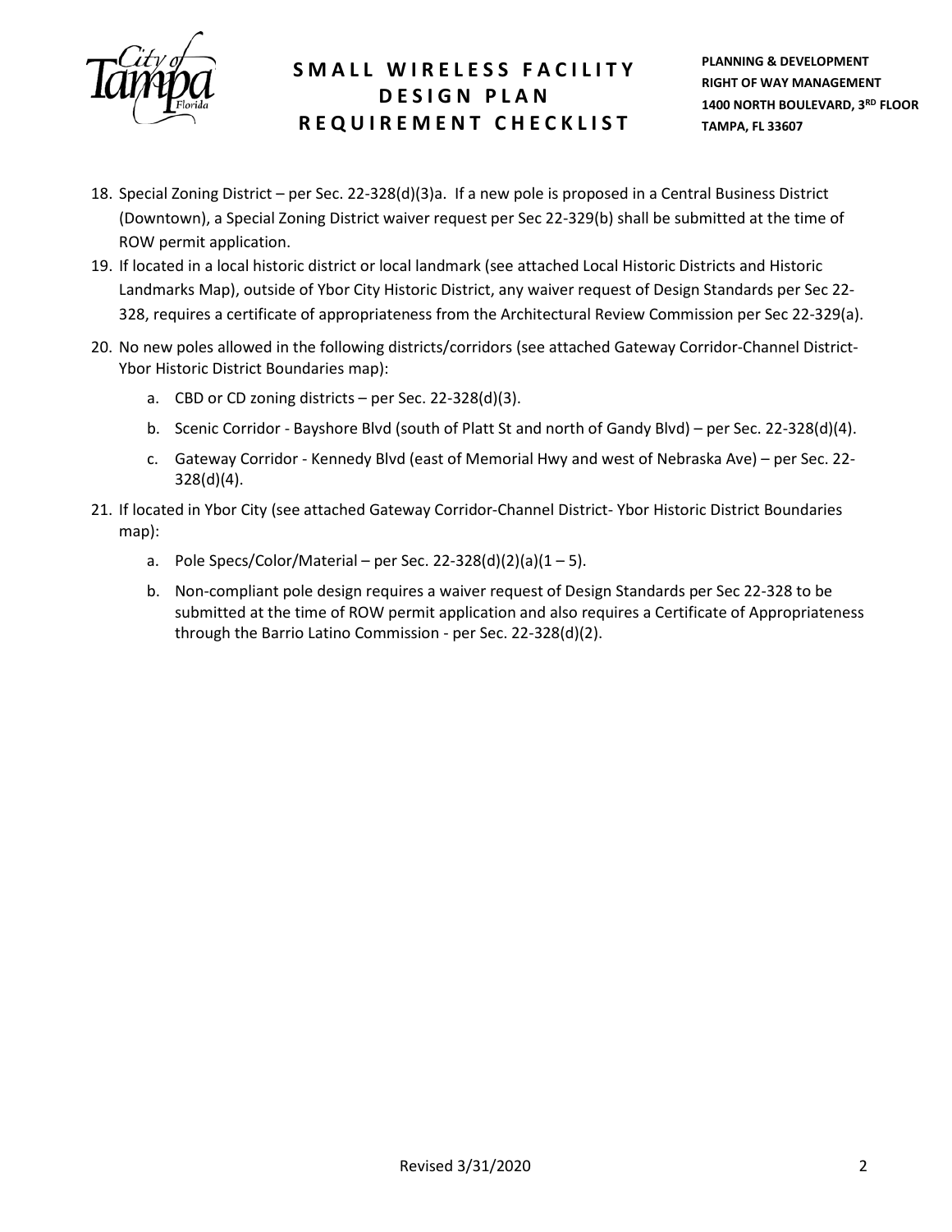18. Special Zoning District – per Sec. 22-328(d)(3)a. If a new pole is proposed in a Central Business District (Downtown), a Special Zoning District waiver request per Sec 22-329(b) shall be submitted at the time of ROW permit application.
19. If located in a local historic district or local landmark (see attached Local Historic Districts and Historic Landmarks Map), outside of Ybor City Historic District, any waiver request of Design Standards per Sec 22-328, requires a certificate of appropriateness from the Architectural Review Commission per Sec 22-329(a).
20. No new poles allowed in the following districts/corridors (see attached Gateway Corridor-Channel District-Ybor Historic District Boundaries map):
    a. CBD or CD zoning districts – per Sec. 22-328(d)(3).
    b. Scenic Corridor - Bayshore Blvd (south of Platt St and north of Gandy Blvd) – per Sec. 22-328(d)(4).
    c. Gateway Corridor - Kennedy Blvd (east of Memorial Hwy and west of Nebraska Ave) – per Sec. 22-328(d)(4).
21. If located in Ybor City (see attached Gateway Corridor-Channel District- Ybor Historic District Boundaries map):
    a. Pole Specs/Color/Material – per Sec. 22-328(d)(2)(a)(1 – 5).
    b. Non-compliant pole design requires a waiver request of Design Standards per Sec 22-328 to be submitted at the time of ROW permit application and also requires a Certificate of Appropriateness through the Barrio Latino Commission - per Sec. 22-328(d)(2).